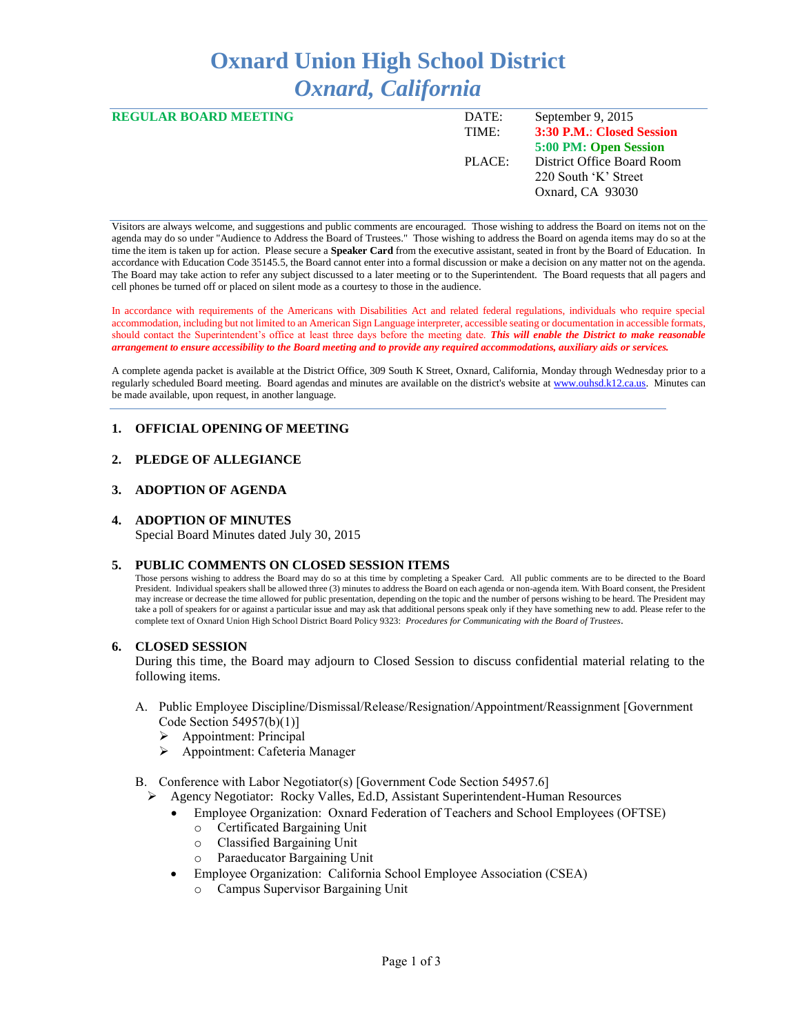# Oxnard Union High School District
## *Oxnard, California*

**REGULAR BOARD MEETING**

| | |
|---|---|
| DATE: | September 9, 2015 |
| TIME: | **3:30 P.M.: Closed Session** |
| | **5:00 PM: Open Session** |
| PLACE: | District Office Board Room |
| | 220 South 'K' Street |
| | Oxnard, CA 93030 |

Visitors are always welcome, and suggestions and public comments are encouraged. Those wishing to address the Board on items not on the agenda may do so under "Audience to Address the Board of Trustees." Those wishing to address the Board on agenda items may do so at the time the item is taken up for action. Please secure a **Speaker Card** from the executive assistant, seated in front by the Board of Education. In accordance with Education Code 35145.5, the Board cannot enter into a formal discussion or make a decision on any matter not on the agenda. The Board may take action to refer any subject discussed to a later meeting or to the Superintendent. The Board requests that all pagers and cell phones be turned off or placed on silent mode as a courtesy to those in the audience.

In accordance with requirements of the Americans with Disabilities Act and related federal regulations, individuals who require special accommodation, including but not limited to an American Sign Language interpreter, accessible seating or documentation in accessible formats, should contact the Superintendent's office at least three days before the meeting date. ***This will enable the District to make reasonable arrangement to ensure accessibility to the Board meeting and to provide any required accommodations, auxiliary aids or services.***

A complete agenda packet is available at the District Office, 309 South K Street, Oxnard, California, Monday through Wednesday prior to a regularly scheduled Board meeting. Board agendas and minutes are available on the district's website at www.ouhsd.k12.ca.us. Minutes can be made available, upon request, in another language.

---

1. **OFFICIAL OPENING OF MEETING**

2. **PLEDGE OF ALLEGIANCE**

3. **ADOPTION OF AGENDA**

4. **ADOPTION OF MINUTES**
   Special Board Minutes dated July 30, 2015

5. **PUBLIC COMMENTS ON CLOSED SESSION ITEMS**
   Those persons wishing to address the Board may do so at this time by completing a Speaker Card. All public comments are to be directed to the Board President. Individual speakers shall be allowed three (3) minutes to address the Board on each agenda or non-agenda item. With Board consent, the President may increase or decrease the time allowed for public presentation, depending on the topic and the number of persons wishing to be heard. The President may take a poll of speakers for or against a particular issue and may ask that additional persons speak only if they have something new to add. Please refer to the complete text of Oxnard Union High School District Board Policy 9323: *Procedures for Communicating with the Board of Trustees*.

6. **CLOSED SESSION**
   During this time, the Board may adjourn to Closed Session to discuss confidential material relating to the following items.

   A. Public Employee Discipline/Dismissal/Release/Resignation/Appointment/Reassignment [Government Code Section 54957(b)(1)]
      - Appointment: Principal
      - Appointment: Cafeteria Manager

   B. Conference with Labor Negotiator(s) [Government Code Section 54957.6]
      - Agency Negotiator: Rocky Valles, Ed.D, Assistant Superintendent-Human Resources
        - Employee Organization: Oxnard Federation of Teachers and School Employees (OFTSE)
          - Certificated Bargaining Unit
          - Classified Bargaining Unit
          - Paraeducator Bargaining Unit
        - Employee Organization: California School Employee Association (CSEA)
          - Campus Supervisor Bargaining Unit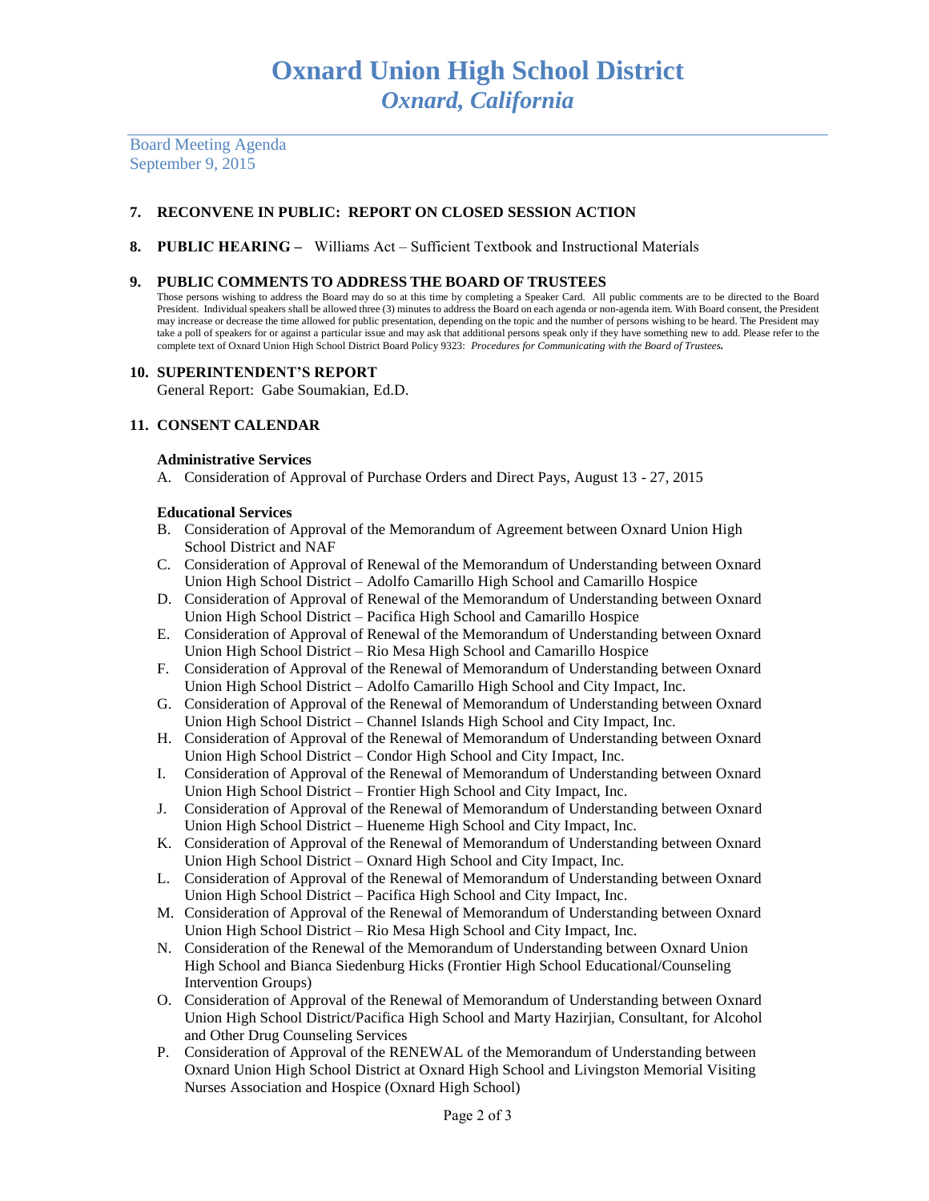# Oxnard Union High School District
## *Oxnard, California*

Board Meeting Agenda
September 9, 2015

**7. RECONVENE IN PUBLIC: REPORT ON CLOSED SESSION ACTION**

**8. PUBLIC HEARING –** Williams Act – Sufficient Textbook and Instructional Materials

**9. PUBLIC COMMENTS TO ADDRESS THE BOARD OF TRUSTEES**

Those persons wishing to address the Board may do so at this time by completing a Speaker Card. All public comments are to be directed to the Board President. Individual speakers shall be allowed three (3) minutes to address the Board on each agenda or non-agenda item. With Board consent, the President may increase or decrease the time allowed for public presentation, depending on the topic and the number of persons wishing to be heard. The President may take a poll of speakers for or against a particular issue and may ask that additional persons speak only if they have something new to add. Please refer to the complete text of Oxnard Union High School District Board Policy 9323: *Procedures for Communicating with the Board of Trustees.*

**10. SUPERINTENDENT'S REPORT**

General Report: Gabe Soumakian, Ed.D.

**11. CONSENT CALENDAR**

**Administrative Services**

A. Consideration of Approval of Purchase Orders and Direct Pays, August 13 - 27, 2015

**Educational Services**

B. Consideration of Approval of the Memorandum of Agreement between Oxnard Union High School District and NAF
C. Consideration of Approval of Renewal of the Memorandum of Understanding between Oxnard Union High School District – Adolfo Camarillo High School and Camarillo Hospice
D. Consideration of Approval of Renewal of the Memorandum of Understanding between Oxnard Union High School District – Pacifica High School and Camarillo Hospice
E. Consideration of Approval of Renewal of the Memorandum of Understanding between Oxnard Union High School District – Rio Mesa High School and Camarillo Hospice
F. Consideration of Approval of the Renewal of Memorandum of Understanding between Oxnard Union High School District – Adolfo Camarillo High School and City Impact, Inc.
G. Consideration of Approval of the Renewal of Memorandum of Understanding between Oxnard Union High School District – Channel Islands High School and City Impact, Inc.
H. Consideration of Approval of the Renewal of Memorandum of Understanding between Oxnard Union High School District – Condor High School and City Impact, Inc.
I. Consideration of Approval of the Renewal of Memorandum of Understanding between Oxnard Union High School District – Frontier High School and City Impact, Inc.
J. Consideration of Approval of the Renewal of Memorandum of Understanding between Oxnard Union High School District – Hueneme High School and City Impact, Inc.
K. Consideration of Approval of the Renewal of Memorandum of Understanding between Oxnard Union High School District – Oxnard High School and City Impact, Inc.
L. Consideration of Approval of the Renewal of Memorandum of Understanding between Oxnard Union High School District – Pacifica High School and City Impact, Inc.
M. Consideration of Approval of the Renewal of Memorandum of Understanding between Oxnard Union High School District – Rio Mesa High School and City Impact, Inc.
N. Consideration of the Renewal of the Memorandum of Understanding between Oxnard Union High School and Bianca Siedenburg Hicks (Frontier High School Educational/Counseling Intervention Groups)
O. Consideration of Approval of the Renewal of Memorandum of Understanding between Oxnard Union High School District/Pacifica High School and Marty Hazirjian, Consultant, for Alcohol and Other Drug Counseling Services
P. Consideration of Approval of the RENEWAL of the Memorandum of Understanding between Oxnard Union High School District at Oxnard High School and Livingston Memorial Visiting Nurses Association and Hospice (Oxnard High School)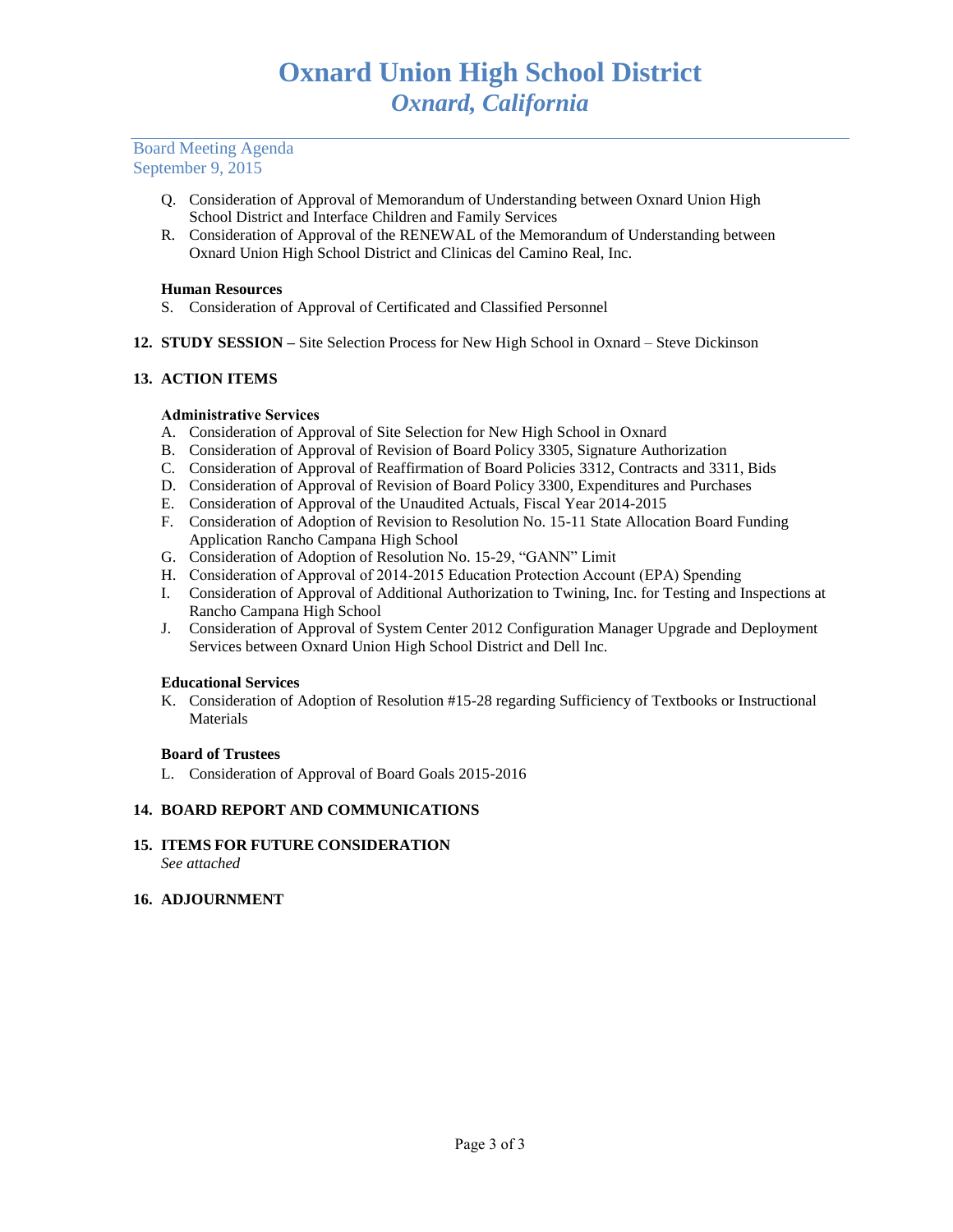Q. Consideration of Approval of Memorandum of Understanding between Oxnard Union High School District and Interface Children and Family Services

R. Consideration of Approval of the RENEWAL of the Memorandum of Understanding between Oxnard Union High School District and Clinicas del Camino Real, Inc.

**Human Resources**

S. Consideration of Approval of Certificated and Classified Personnel

**12. STUDY SESSION –** Site Selection Process for New High School in Oxnard – Steve Dickinson

**13. ACTION ITEMS**

**Administrative Services**

A. Consideration of Approval of Site Selection for New High School in Oxnard

B. Consideration of Approval of Revision of Board Policy 3305, Signature Authorization

C. Consideration of Approval of Reaffirmation of Board Policies 3312, Contracts and 3311, Bids

D. Consideration of Approval of Revision of Board Policy 3300, Expenditures and Purchases

E. Consideration of Approval of the Unaudited Actuals, Fiscal Year 2014-2015

F. Consideration of Adoption of Revision to Resolution No. 15-11 State Allocation Board Funding Application Rancho Campana High School

G. Consideration of Adoption of Resolution No. 15-29, "GANN" Limit

H. Consideration of Approval of 2014-2015 Education Protection Account (EPA) Spending

I. Consideration of Approval of Additional Authorization to Twining, Inc. for Testing and Inspections at Rancho Campana High School

J. Consideration of Approval of System Center 2012 Configuration Manager Upgrade and Deployment Services between Oxnard Union High School District and Dell Inc.

**Educational Services**

K. Consideration of Adoption of Resolution #15-28 regarding Sufficiency of Textbooks or Instructional Materials

**Board of Trustees**

L. Consideration of Approval of Board Goals 2015-2016

**14. BOARD REPORT AND COMMUNICATIONS**

**15. ITEMS FOR FUTURE CONSIDERATION**

*See attached*

**16. ADJOURNMENT**